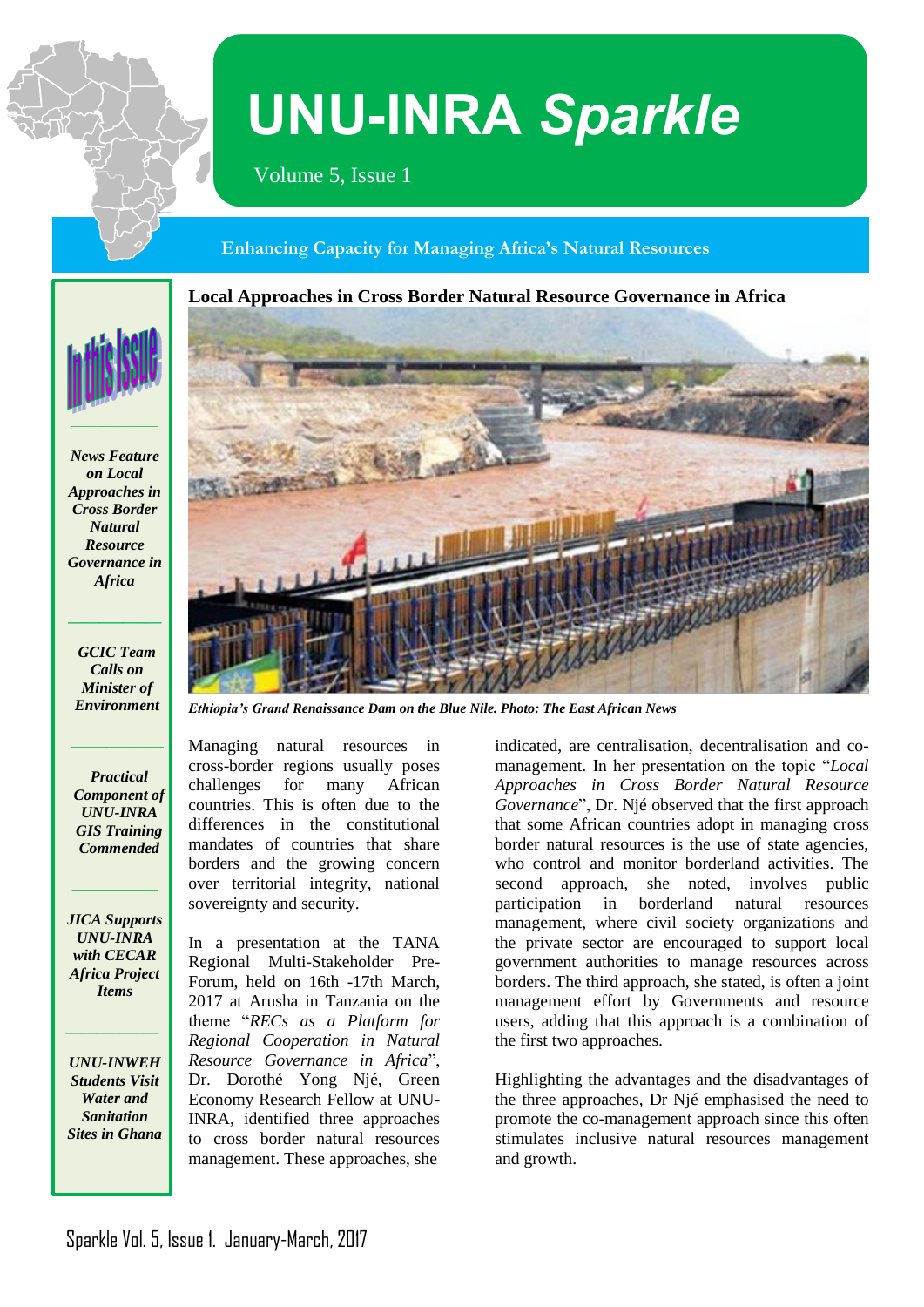# UNU-INRA *Sparkle*

Volume 5, Issue 1

**Enhancing Capacity for Managing Africa's Natural Resources**

## In this Issue

*News Feature on Local Approaches in Cross Border Natural Resource Governance in Africa*

*GCIC Team Calls on Minister of Environment*

*Practical Component of UNU-INRA GIS Training Commended*

*JICA Supports UNU-INRA with CECAR Africa Project Items*

*UNU-INWEH Students Visit Water and Sanitation Sites in Ghana*

## Local Approaches in Cross Border Natural Resource Governance in Africa

*Ethiopia's Grand Renaissance Dam on the Blue Nile. Photo: The East African News*

Managing natural resources in cross-border regions usually poses challenges for many African countries. This is often due to the differences in the constitutional mandates of countries that share borders and the growing concern over territorial integrity, national sovereignty and security.

In a presentation at the TANA Regional Multi-Stakeholder Pre-Forum, held on 16th -17th March, 2017 at Arusha in Tanzania on the theme "*RECs as a Platform for Regional Cooperation in Natural Resource Governance in Africa*", Dr. Dorothé Yong Njé, Green Economy Research Fellow at UNU-INRA, identified three approaches to cross border natural resources management. These approaches, she indicated, are centralisation, decentralisation and co-management. In her presentation on the topic "*Local Approaches in Cross Border Natural Resource Governance*", Dr. Njé observed that the first approach that some African countries adopt in managing cross border natural resources is the use of state agencies, who control and monitor borderland activities. The second approach, she noted, involves public participation in borderland natural resources management, where civil society organizations and the private sector are encouraged to support local government authorities to manage resources across borders. The third approach, she stated, is often a joint management effort by Governments and resource users, adding that this approach is a combination of the first two approaches.

Highlighting the advantages and the disadvantages of the three approaches, Dr Njé emphasised the need to promote the co-management approach since this often stimulates inclusive natural resources management and growth.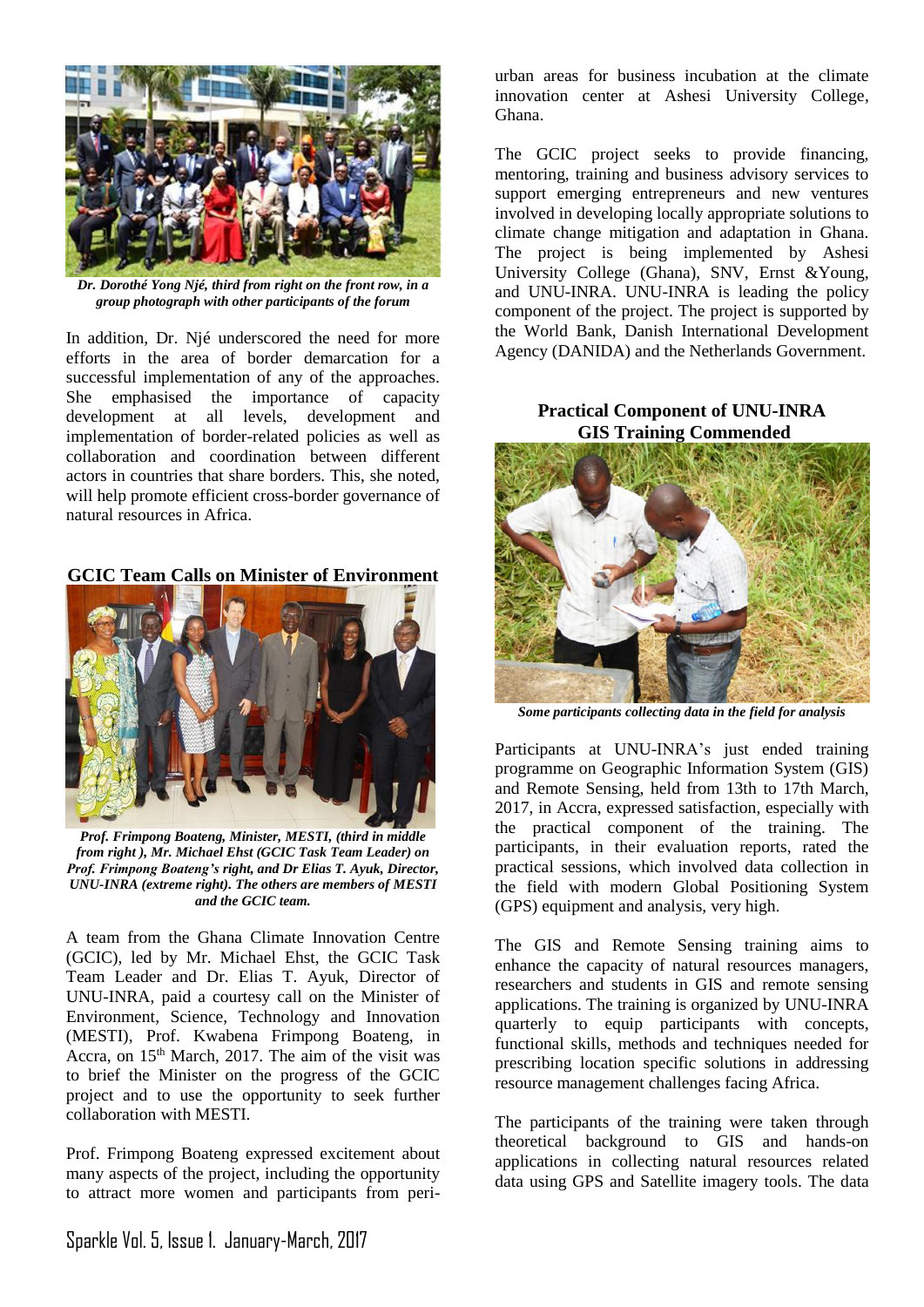*Dr. Dorothé Yong Njé, third from right on the front row, in a group photograph with other participants of the forum*

In addition, Dr. Njé underscored the need for more efforts in the area of border demarcation for a successful implementation of any of the approaches. She emphasised the importance of capacity development at all levels, development and implementation of border-related policies as well as collaboration and coordination between different actors in countries that share borders. This, she noted, will help promote efficient cross-border governance of natural resources in Africa.

## GCIC Team Calls on Minister of Environment

*Prof. Frimpong Boateng, Minister, MESTI, (third in middle from right ), Mr. Michael Ehst (GCIC Task Team Leader) on Prof. Frimpong Boateng's right, and Dr Elias T. Ayuk, Director, UNU-INRA (extreme right). The others are members of MESTI and the GCIC team.*

A team from the Ghana Climate Innovation Centre (GCIC), led by Mr. Michael Ehst, the GCIC Task Team Leader and Dr. Elias T. Ayuk, Director of UNU-INRA, paid a courtesy call on the Minister of Environment, Science, Technology and Innovation (MESTI), Prof. Kwabena Frimpong Boateng, in Accra, on 15th March, 2017. The aim of the visit was to brief the Minister on the progress of the GCIC project and to use the opportunity to seek further collaboration with MESTI.

Prof. Frimpong Boateng expressed excitement about many aspects of the project, including the opportunity to attract more women and participants from peri-urban areas for business incubation at the climate innovation center at Ashesi University College, Ghana.

The GCIC project seeks to provide financing, mentoring, training and business advisory services to support emerging entrepreneurs and new ventures involved in developing locally appropriate solutions to climate change mitigation and adaptation in Ghana. The project is being implemented by Ashesi University College (Ghana), SNV, Ernst &Young, and UNU-INRA. UNU-INRA is leading the policy component of the project. The project is supported by the World Bank, Danish International Development Agency (DANIDA) and the Netherlands Government.

## Practical Component of UNU-INRA GIS Training Commended

*Some participants collecting data in the field for analysis*

Participants at UNU-INRA's just ended training programme on Geographic Information System (GIS) and Remote Sensing, held from 13th to 17th March, 2017, in Accra, expressed satisfaction, especially with the practical component of the training. The participants, in their evaluation reports, rated the practical sessions, which involved data collection in the field with modern Global Positioning System (GPS) equipment and analysis, very high.

The GIS and Remote Sensing training aims to enhance the capacity of natural resources managers, researchers and students in GIS and remote sensing applications. The training is organized by UNU-INRA quarterly to equip participants with concepts, functional skills, methods and techniques needed for prescribing location specific solutions in addressing resource management challenges facing Africa.

The participants of the training were taken through theoretical background to GIS and hands-on applications in collecting natural resources related data using GPS and Satellite imagery tools. The data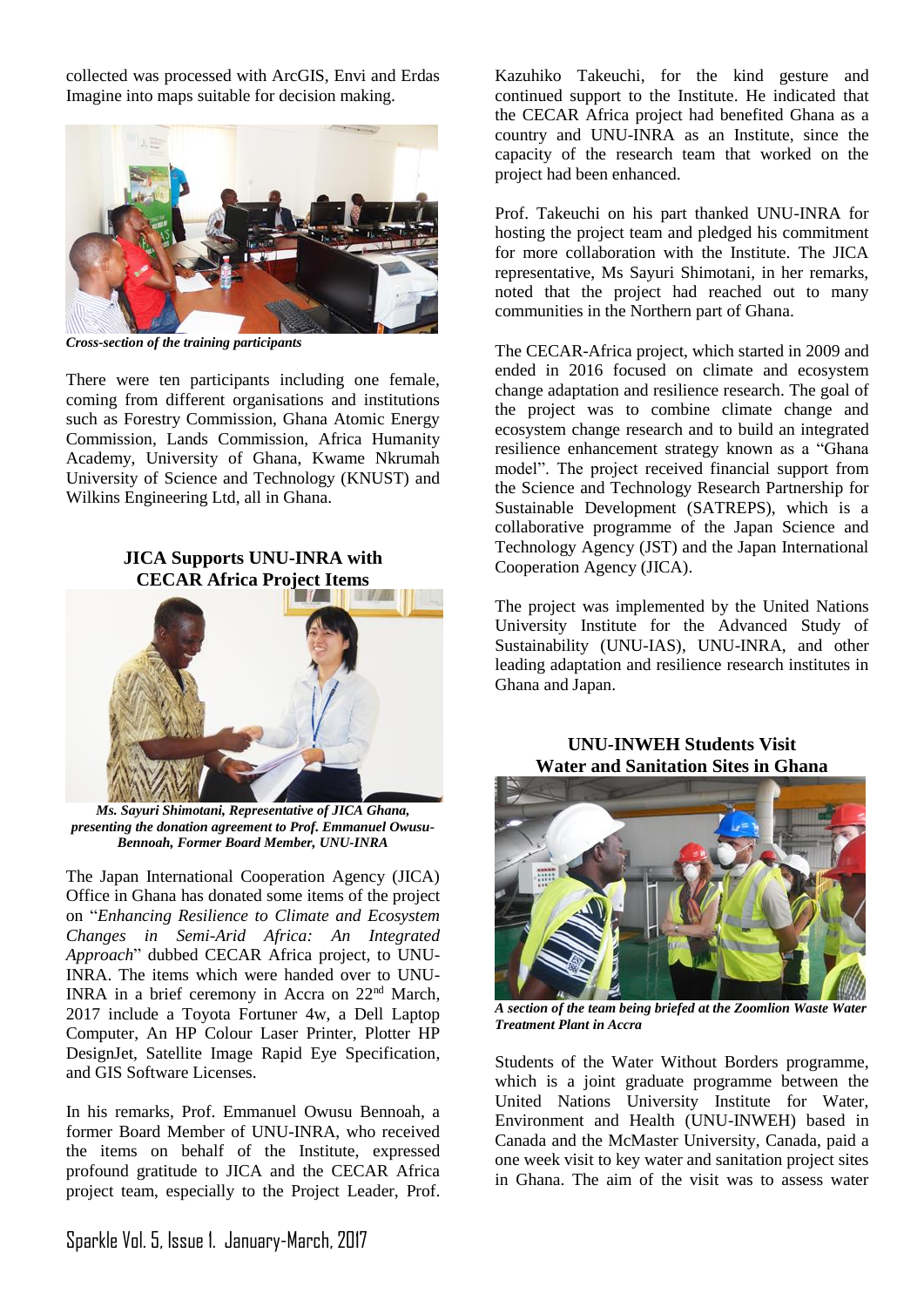collected was processed with ArcGIS, Envi and Erdas Imagine into maps suitable for decision making.

***Cross-section of the training participants***

There were ten participants including one female, coming from different organisations and institutions such as Forestry Commission, Ghana Atomic Energy Commission, Lands Commission, Africa Humanity Academy, University of Ghana, Kwame Nkrumah University of Science and Technology (KNUST) and Wilkins Engineering Ltd, all in Ghana.

## JICA Supports UNU-INRA with CECAR Africa Project Items

***Ms. Sayuri Shimotani, Representative of JICA Ghana, presenting the donation agreement to Prof. Emmanuel Owusu-Bennoah, Former Board Member, UNU-INRA***

The Japan International Cooperation Agency (JICA) Office in Ghana has donated some items of the project on "*Enhancing Resilience to Climate and Ecosystem Changes in Semi-Arid Africa: An Integrated Approach*" dubbed CECAR Africa project, to UNU-INRA. The items which were handed over to UNU-INRA in a brief ceremony in Accra on 22nd March, 2017 include a Toyota Fortuner 4w, a Dell Laptop Computer, An HP Colour Laser Printer, Plotter HP DesignJet, Satellite Image Rapid Eye Specification, and GIS Software Licenses.

In his remarks, Prof. Emmanuel Owusu Bennoah, a former Board Member of UNU-INRA, who received the items on behalf of the Institute, expressed profound gratitude to JICA and the CECAR Africa project team, especially to the Project Leader, Prof. Kazuhiko Takeuchi, for the kind gesture and continued support to the Institute. He indicated that the CECAR Africa project had benefited Ghana as a country and UNU-INRA as an Institute, since the capacity of the research team that worked on the project had been enhanced.

Prof. Takeuchi on his part thanked UNU-INRA for hosting the project team and pledged his commitment for more collaboration with the Institute. The JICA representative, Ms Sayuri Shimotani, in her remarks, noted that the project had reached out to many communities in the Northern part of Ghana.

The CECAR-Africa project, which started in 2009 and ended in 2016 focused on climate and ecosystem change adaptation and resilience research. The goal of the project was to combine climate change and ecosystem change research and to build an integrated resilience enhancement strategy known as a "Ghana model". The project received financial support from the Science and Technology Research Partnership for Sustainable Development (SATREPS), which is a collaborative programme of the Japan Science and Technology Agency (JST) and the Japan International Cooperation Agency (JICA).

The project was implemented by the United Nations University Institute for the Advanced Study of Sustainability (UNU-IAS), UNU-INRA, and other leading adaptation and resilience research institutes in Ghana and Japan.

## UNU-INWEH Students Visit Water and Sanitation Sites in Ghana

***A section of the team being briefed at the Zoomlion Waste Water Treatment Plant in Accra***

Students of the Water Without Borders programme, which is a joint graduate programme between the United Nations University Institute for Water, Environment and Health (UNU-INWEH) based in Canada and the McMaster University, Canada, paid a one week visit to key water and sanitation project sites in Ghana. The aim of the visit was to assess water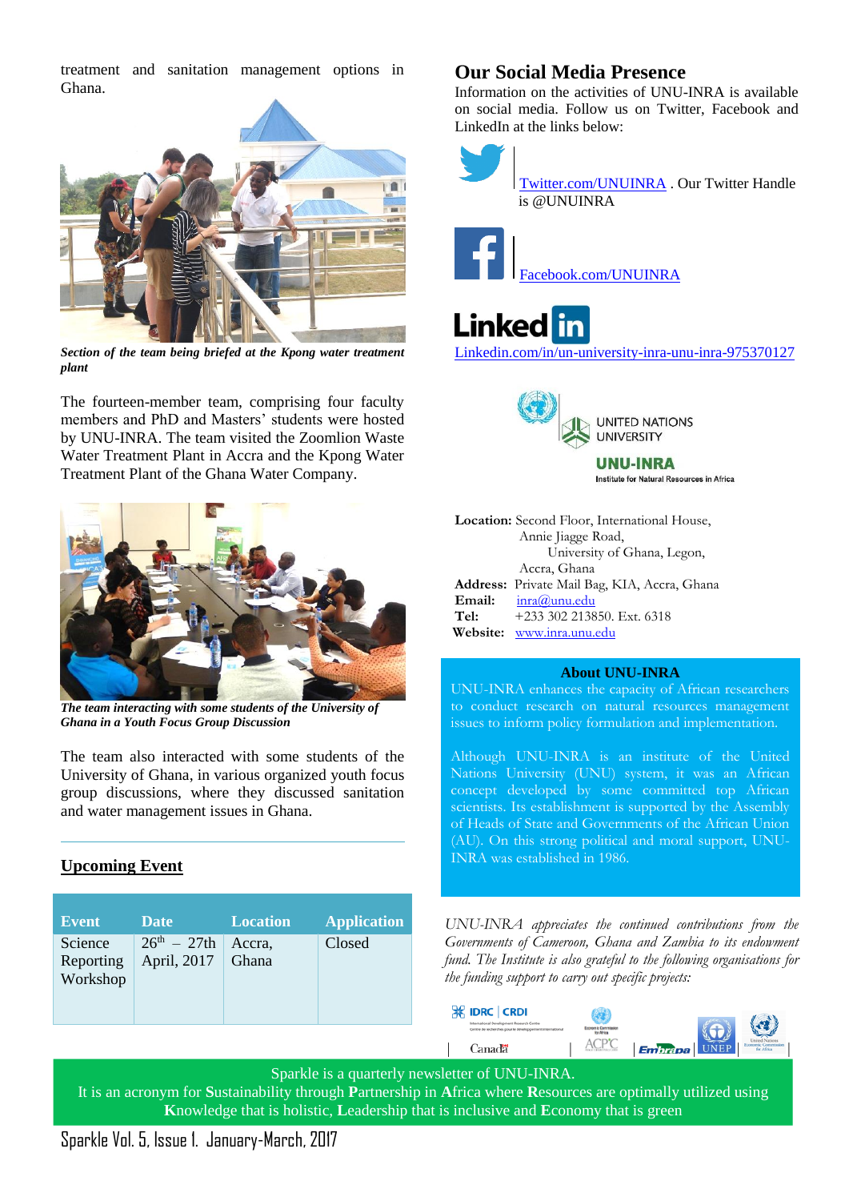treatment and sanitation management options in Ghana.

*Section of the team being briefed at the Kpong water treatment plant*

The fourteen-member team, comprising four faculty members and PhD and Masters' students were hosted by UNU-INRA. The team visited the Zoomlion Waste Water Treatment Plant in Accra and the Kpong Water Treatment Plant of the Ghana Water Company.

*The team interacting with some students of the University of Ghana in a Youth Focus Group Discussion*

The team also interacted with some students of the University of Ghana, in various organized youth focus group discussions, where they discussed sanitation and water management issues in Ghana.

## Upcoming Event

| Event | Date | Location | Application |
|---|---|---|---|
| Science Reporting Workshop | 26th – 27th April, 2017 | Accra, Ghana | Closed |

## Our Social Media Presence

Information on the activities of UNU-INRA is available on social media. Follow us on Twitter, Facebook and LinkedIn at the links below:

Twitter.com/UNUINRA . Our Twitter Handle is @UNUINRA

Facebook.com/UNUINRA

Linkedin.com/in/un-university-inra-unu-inra-975370127

UNITED NATIONS UNIVERSITY

UNU-INRA

Institute for Natural Resources in Africa

**Location:** Second Floor, International House, Annie Jiagge Road, University of Ghana, Legon, Accra, Ghana
**Address:** Private Mail Bag, KIA, Accra, Ghana
**Email:** inra@unu.edu
**Tel:** +233 302 213850. Ext. 6318
**Website:** www.inra.unu.edu

**About UNU-INRA**

UNU-INRA enhances the capacity of African researchers to conduct research on natural resources management issues to inform policy formulation and implementation.

Although UNU-INRA is an institute of the United Nations University (UNU) system, it was an African concept developed by some committed top African scientists. Its establishment is supported by the Assembly of Heads of State and Governments of the African Union (AU). On this strong political and moral support, UNU-INRA was established in 1986.

*UNU-INRA appreciates the continued contributions from the Governments of Cameroon, Ghana and Zambia to its endowment fund. The Institute is also grateful to the following organisations for the funding support to carry out specific projects:*

IDRC | CRDI | Canada | ACPC | Embrapa | UNEP | United Nations Economic Commission for Africa

Sparkle is a quarterly newsletter of UNU-INRA.
It is an acronym for **S**ustainability through **P**artnership in **A**frica where **R**esources are optimally utilized using **K**nowledge that is holistic, **L**eadership that is inclusive and **E**conomy that is green